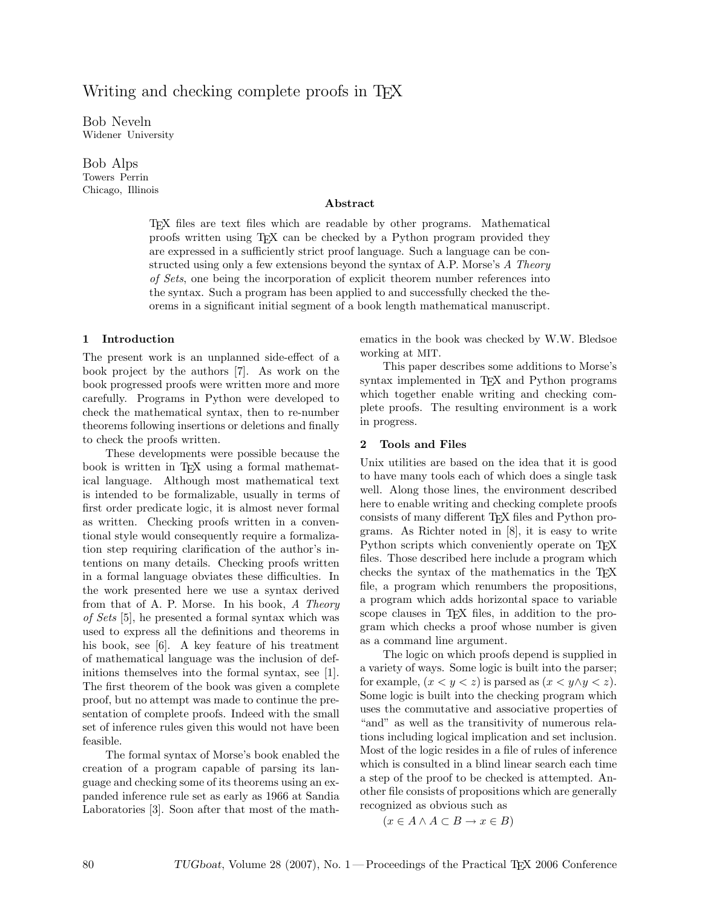# Writing and checking complete proofs in TEX

Bob Neveln
Widener University

Bob Alps
Towers Perrin
Chicago, Illinois

### Abstract

TEX files are text files which are readable by other programs. Mathematical proofs written using TEX can be checked by a Python program provided they are expressed in a sufficiently strict proof language. Such a language can be constructed using only a few extensions beyond the syntax of A.P. Morse's *A Theory of Sets*, one being the incorporation of explicit theorem number references into the syntax. Such a program has been applied to and successfully checked the theorems in a significant initial segment of a book length mathematical manuscript.

## 1 Introduction

The present work is an unplanned side-effect of a book project by the authors [7]. As work on the book progressed proofs were written more and more carefully. Programs in Python were developed to check the mathematical syntax, then to re-number theorems following insertions or deletions and finally to check the proofs written.

These developments were possible because the book is written in TEX using a formal mathematical language. Although most mathematical text is intended to be formalizable, usually in terms of first order predicate logic, it is almost never formal as written. Checking proofs written in a conventional style would consequently require a formalization step requiring clarification of the author's intentions on many details. Checking proofs written in a formal language obviates these difficulties. In the work presented here we use a syntax derived from that of A. P. Morse. In his book, *A Theory of Sets* [5], he presented a formal syntax which was used to express all the definitions and theorems in his book, see [6]. A key feature of his treatment of mathematical language was the inclusion of definitions themselves into the formal syntax, see [1]. The first theorem of the book was given a complete proof, but no attempt was made to continue the presentation of complete proofs. Indeed with the small set of inference rules given this would not have been feasible.

The formal syntax of Morse's book enabled the creation of a program capable of parsing its language and checking some of its theorems using an expanded inference rule set as early as 1966 at Sandia Laboratories [3]. Soon after that most of the mathematics in the book was checked by W.W. Bledsoe working at MIT.

This paper describes some additions to Morse's syntax implemented in TEX and Python programs which together enable writing and checking complete proofs. The resulting environment is a work in progress.

## 2 Tools and Files

Unix utilities are based on the idea that it is good to have many tools each of which does a single task well. Along those lines, the environment described here to enable writing and checking complete proofs consists of many different TEX files and Python programs. As Richter noted in [8], it is easy to write Python scripts which conveniently operate on TEX files. Those described here include a program which checks the syntax of the mathematics in the TEX file, a program which renumbers the propositions, a program which adds horizontal space to variable scope clauses in TEX files, in addition to the program which checks a proof whose number is given as a command line argument.

The logic on which proofs depend is supplied in a variety of ways. Some logic is built into the parser; for example, $(x < y < z)$ is parsed as $(x < y \wedge y < z)$. Some logic is built into the checking program which uses the commutative and associative properties of "and" as well as the transitivity of numerous relations including logical implication and set inclusion. Most of the logic resides in a file of rules of inference which is consulted in a blind linear search each time a step of the proof to be checked is attempted. Another file consists of propositions which are generally recognized as obvious such as

$$(x \in A \wedge A \subset B \rightarrow x \in B)$$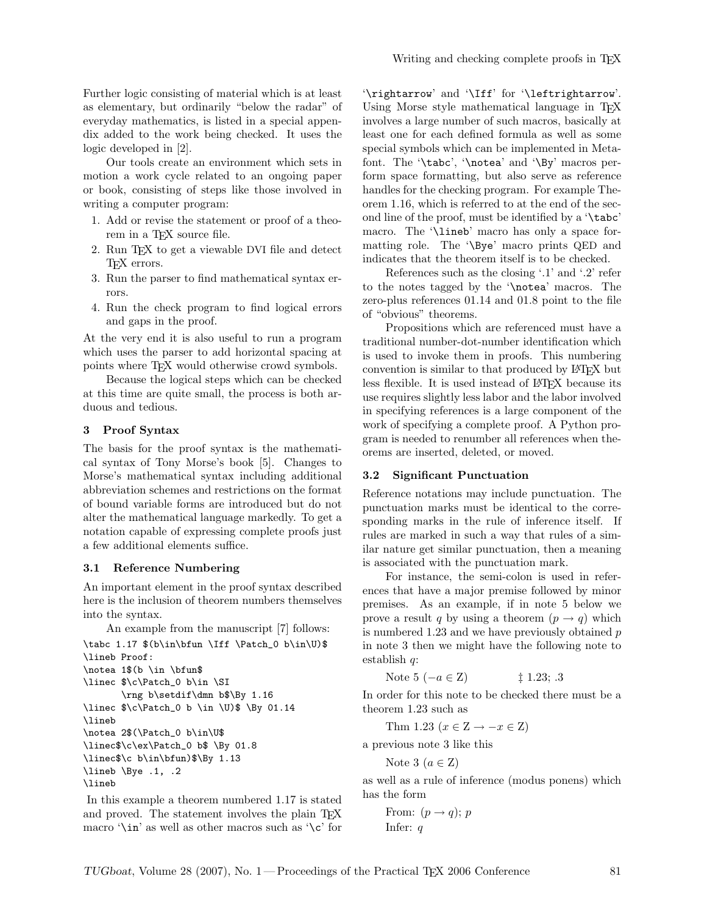Further logic consisting of material which is at least as elementary, but ordinarily "below the radar" of everyday mathematics, is listed in a special appendix added to the work being checked. It uses the logic developed in [2].

Our tools create an environment which sets in motion a work cycle related to an ongoing paper or book, consisting of steps like those involved in writing a computer program:

1. Add or revise the statement or proof of a theorem in a TEX source file.
2. Run TEX to get a viewable DVI file and detect TEX errors.
3. Run the parser to find mathematical syntax errors.
4. Run the check program to find logical errors and gaps in the proof.

At the very end it is also useful to run a program which uses the parser to add horizontal spacing at points where TEX would otherwise crowd symbols.

Because the logical steps which can be checked at this time are quite small, the process is both arduous and tedious.

### 3 Proof Syntax

The basis for the proof syntax is the mathematical syntax of Tony Morse's book [5]. Changes to Morse's mathematical syntax including additional abbreviation schemes and restrictions on the format of bound variable forms are introduced but do not alter the mathematical language markedly. To get a notation capable of expressing complete proofs just a few additional elements suffice.

#### 3.1 Reference Numbering

An important element in the proof syntax described here is the inclusion of theorem numbers themselves into the syntax.

An example from the manuscript [7] follows:

```
\tabc 1.17 $(b\in\bfun \Iff \Patch_0 b\in\U)$
\lineb Proof:
\notea 1$(b \in \bfun$
\linec $\c\Patch_0 b\in \SI
       \rng b\setdif\dmn b$\By 1.16
\linec $\c\Patch_0 b \in \U)$ \By 01.14
\lineb
\notea 2$(\Patch_0 b\in\U$
\linec$\c\ex\Patch_0 b$ \By 01.8
\linec$\c b\in\bfun)$\By 1.13
\lineb \Bye .1, .2
\lineb
```

In this example a theorem numbered 1.17 is stated and proved. The statement involves the plain TEX macro '`\in`' as well as other macros such as '`\c`' for '`\rightarrow`' and '`\Iff`' for '`\leftrightarrow`'. Using Morse style mathematical language in TEX involves a large number of such macros, basically at least one for each defined formula as well as some special symbols which can be implemented in Metafont. The '`\tabc`', '`\notea`' and '`\By`' macros perform space formatting, but also serve as reference handles for the checking program. For example Theorem 1.16, which is referred to at the end of the second line of the proof, must be identified by a '`\tabc`' macro. The '`\lineb`' macro has only a space formatting role. The '`\Bye`' macro prints QED and indicates that the theorem itself is to be checked.

References such as the closing '.1' and '.2' refer to the notes tagged by the '`\notea`' macros. The zero-plus references 01.14 and 01.8 point to the file of "obvious" theorems.

Propositions which are referenced must have a traditional number-dot-number identification which is used to invoke them in proofs. This numbering convention is similar to that produced by LATEX but less flexible. It is used instead of LATEX because its use requires slightly less labor and the labor involved in specifying references is a large component of the work of specifying a complete proof. A Python program is needed to renumber all references when theorems are inserted, deleted, or moved.

#### 3.2 Significant Punctuation

Reference notations may include punctuation. The punctuation marks must be identical to the corresponding marks in the rule of inference itself. If rules are marked in such a way that rules of a similar nature get similar punctuation, then a meaning is associated with the punctuation mark.

For instance, the semi-colon is used in references that have a major premise followed by minor premises. As an example, if in note 5 below we prove a result $q$ by using a theorem $(p \rightarrow q)$ which is numbered 1.23 and we have previously obtained $p$ in note 3 then we might have the following note to establish $q$:

Note 5 $(-a \in \mathrm{Z})$ ‡ 1.23; .3

In order for this note to be checked there must be a theorem 1.23 such as

Thm 1.23 $(x \in \mathrm{Z} \rightarrow -x \in \mathrm{Z})$

a previous note 3 like this

Note 3 $(a \in \mathrm{Z})$

as well as a rule of inference (modus ponens) which has the form

From: $(p \rightarrow q)$; $p$
Infer: $q$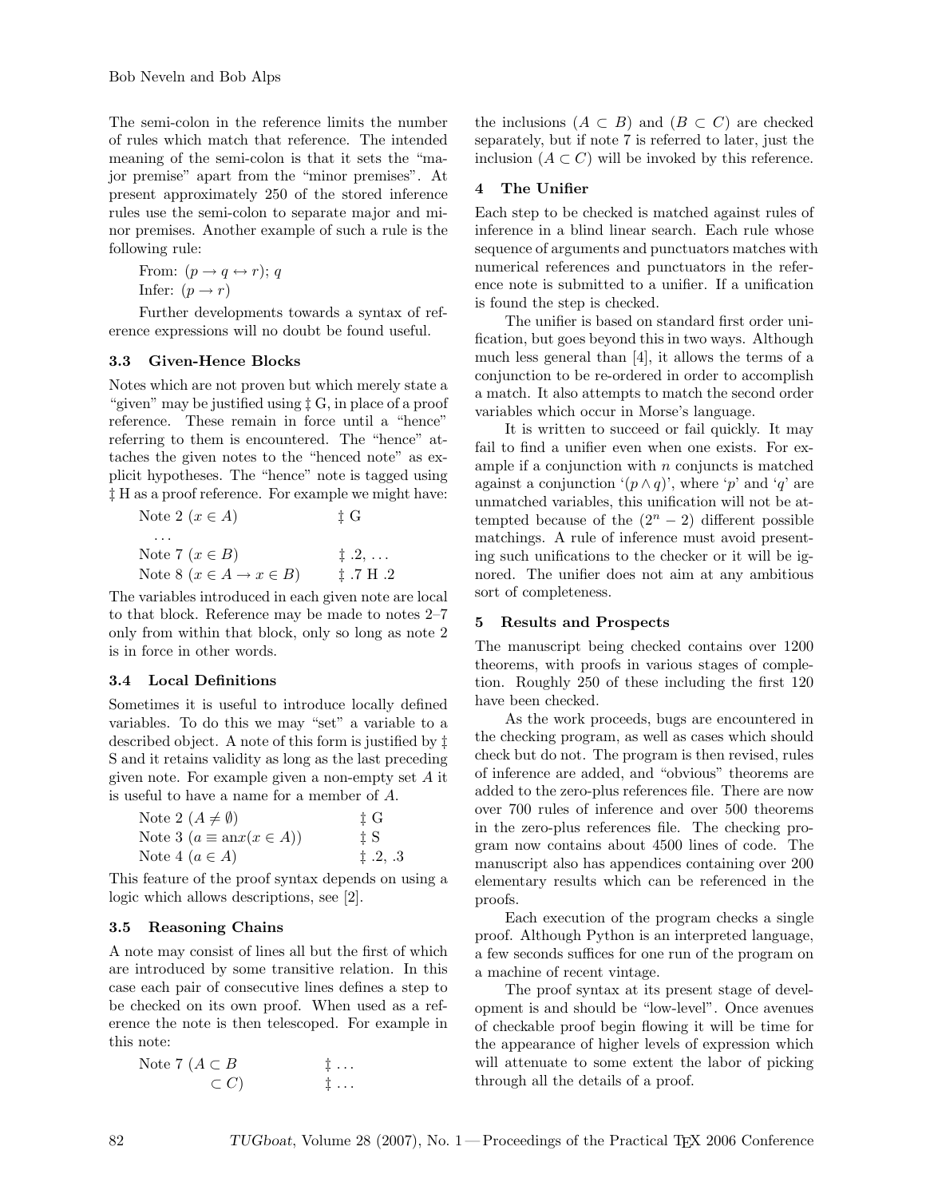The semi-colon in the reference limits the number of rules which match that reference. The intended meaning of the semi-colon is that it sets the "major premise" apart from the "minor premises". At present approximately 250 of the stored inference rules use the semi-colon to separate major and minor premises. Another example of such a rule is the following rule:

From: $(p \rightarrow q \leftrightarrow r)$; $q$
Infer: $(p \rightarrow r)$

Further developments towards a syntax of reference expressions will no doubt be found useful.

### 3.3 Given-Hence Blocks

Notes which are not proven but which merely state a "given" may be justified using ‡ G, in place of a proof reference. These remain in force until a "hence" referring to them is encountered. The "hence" attaches the given notes to the "henced note" as explicit hypotheses. The "hence" note is tagged using ‡ H as a proof reference. For example we might have:

| | |
|---|---|
| Note 2 $(x \in A)$ | ‡ G |
| ... | |
| Note 7 $(x \in B)$ | ‡ .2, ... |
| Note 8 $(x \in A \rightarrow x \in B)$ | ‡ .7 H .2 |

The variables introduced in each given note are local to that block. Reference may be made to notes 2–7 only from within that block, only so long as note 2 is in force in other words.

### 3.4 Local Definitions

Sometimes it is useful to introduce locally defined variables. To do this we may "set" a variable to a described object. A note of this form is justified by ‡ S and it retains validity as long as the last preceding given note. For example given a non-empty set $A$ it is useful to have a name for a member of $A$.

| | |
|---|---|
| Note 2 $(A \neq \emptyset)$ | ‡ G |
| Note 3 $(a \equiv \text{an}x(x \in A))$ | ‡ S |
| Note 4 $(a \in A)$ | ‡ .2, .3 |

This feature of the proof syntax depends on using a logic which allows descriptions, see [2].

### 3.5 Reasoning Chains

A note may consist of lines all but the first of which are introduced by some transitive relation. In this case each pair of consecutive lines defines a step to be checked on its own proof. When used as a reference the note is then telescoped. For example in this note:

| | |
|---|---|
| Note 7 $(A \subset B$ | ‡ ... |
| $\quad \subset C)$ | ‡ ... |

the inclusions $(A \subset B)$ and $(B \subset C)$ are checked separately, but if note 7 is referred to later, just the inclusion $(A \subset C)$ will be invoked by this reference.

## 4 The Unifier

Each step to be checked is matched against rules of inference in a blind linear search. Each rule whose sequence of arguments and punctuators matches with numerical references and punctuators in the reference note is submitted to a unifier. If a unification is found the step is checked.

The unifier is based on standard first order unification, but goes beyond this in two ways. Although much less general than [4], it allows the terms of a conjunction to be re-ordered in order to accomplish a match. It also attempts to match the second order variables which occur in Morse's language.

It is written to succeed or fail quickly. It may fail to find a unifier even when one exists. For example if a conjunction with $n$ conjuncts is matched against a conjunction '$(p \wedge q)$', where '$p$' and '$q$' are unmatched variables, this unification will not be attempted because of the $(2^n - 2)$ different possible matchings. A rule of inference must avoid presenting such unifications to the checker or it will be ignored. The unifier does not aim at any ambitious sort of completeness.

## 5 Results and Prospects

The manuscript being checked contains over 1200 theorems, with proofs in various stages of completion. Roughly 250 of these including the first 120 have been checked.

As the work proceeds, bugs are encountered in the checking program, as well as cases which should check but do not. The program is then revised, rules of inference are added, and "obvious" theorems are added to the zero-plus references file. There are now over 700 rules of inference and over 500 theorems in the zero-plus references file. The checking program now contains about 4500 lines of code. The manuscript also has appendices containing over 200 elementary results which can be referenced in the proofs.

Each execution of the program checks a single proof. Although Python is an interpreted language, a few seconds suffices for one run of the program on a machine of recent vintage.

The proof syntax at its present stage of development is and should be "low-level". Once avenues of checkable proof begin flowing it will be time for the appearance of higher levels of expression which will attenuate to some extent the labor of picking through all the details of a proof.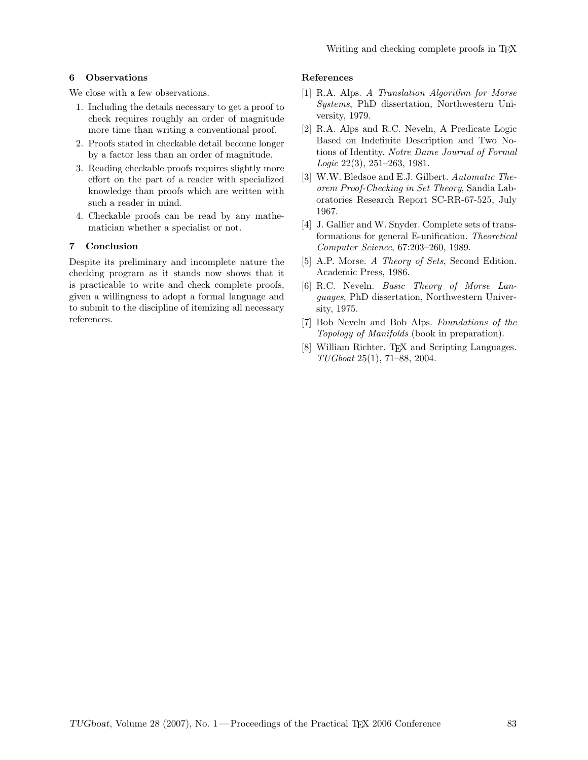## 6 Observations

We close with a few observations.

1. Including the details necessary to get a proof to check requires roughly an order of magnitude more time than writing a conventional proof.
2. Proofs stated in checkable detail become longer by a factor less than an order of magnitude.
3. Reading checkable proofs requires slightly more effort on the part of a reader with specialized knowledge than proofs which are written with such a reader in mind.
4. Checkable proofs can be read by any mathematician whether a specialist or not.

## 7 Conclusion

Despite its preliminary and incomplete nature the checking program as it stands now shows that it is practicable to write and check complete proofs, given a willingness to adopt a formal language and to submit to the discipline of itemizing all necessary references.

## References

[1] R.A. Alps. *A Translation Algorithm for Morse Systems*, PhD dissertation, Northwestern University, 1979.

[2] R.A. Alps and R.C. Neveln, A Predicate Logic Based on Indefinite Description and Two Notions of Identity. *Notre Dame Journal of Formal Logic* 22(3), 251–263, 1981.

[3] W.W. Bledsoe and E.J. Gilbert. *Automatic Theorem Proof-Checking in Set Theory*, Sandia Laboratories Research Report SC-RR-67-525, July 1967.

[4] J. Gallier and W. Snyder. Complete sets of transformations for general E-unification. *Theoretical Computer Science*, 67:203–260, 1989.

[5] A.P. Morse. *A Theory of Sets*, Second Edition. Academic Press, 1986.

[6] R.C. Neveln. *Basic Theory of Morse Languages*, PhD dissertation, Northwestern University, 1975.

[7] Bob Neveln and Bob Alps. *Foundations of the Topology of Manifolds* (book in preparation).

[8] William Richter. TEX and Scripting Languages. *TUGboat* 25(1), 71–88, 2004.